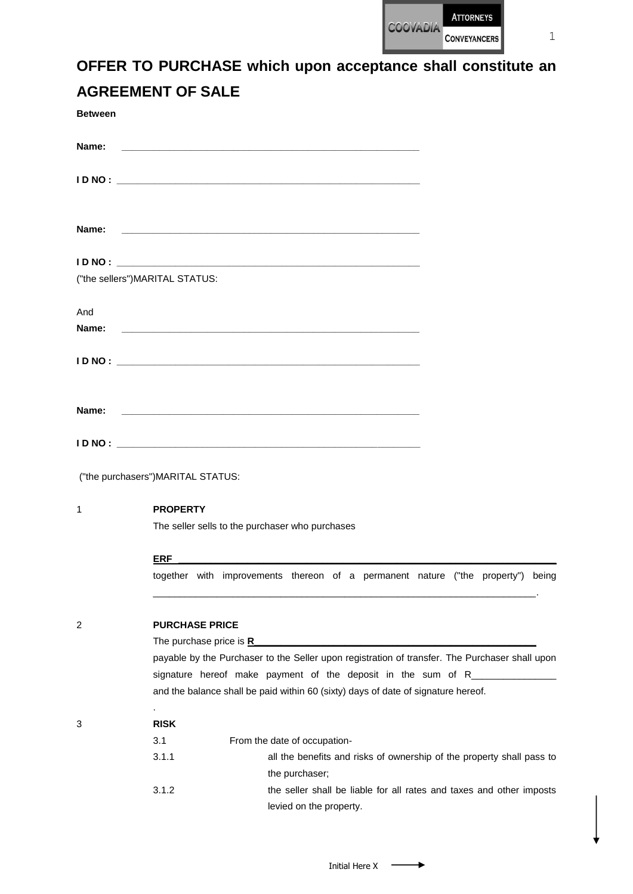# OFFER TO PURCHASE which upon acceptance shall constitute an AGREEMENT OF SALE

**Between**

**Name:** ____________________________________________________

**I D NO :** ____________________________________________________

**Name:** ____________________________________________________

**I D NO :** ____________________________________________________

("the sellers")MARITAL STATUS:

And

**Name:** ____________________________________________________

**I D NO :** ____________________________________________________

**Name:** ____________________________________________________

**I D NO :** ____________________________________________________

("the purchasers")MARITAL STATUS:

1 **PROPERTY**

The seller sells to the purchaser who purchases

**ERF** ______________________________________________________________

together with improvements thereon of a permanent nature ("the property") being ______________________________________________________________.

2 **PURCHASE PRICE**

The purchase price is **R**________________________________________________

payable by the Purchaser to the Seller upon registration of transfer. The Purchaser shall upon signature hereof make payment of the deposit in the sum of R________________ and the balance shall be paid within 60 (sixty) days of date of signature hereof.

.

3 **RISK**

3.1 From the date of occupation-

3.1.1 all the benefits and risks of ownership of the property shall pass to the purchaser;

3.1.2 the seller shall be liable for all rates and taxes and other imposts levied on the property.

Initial Here X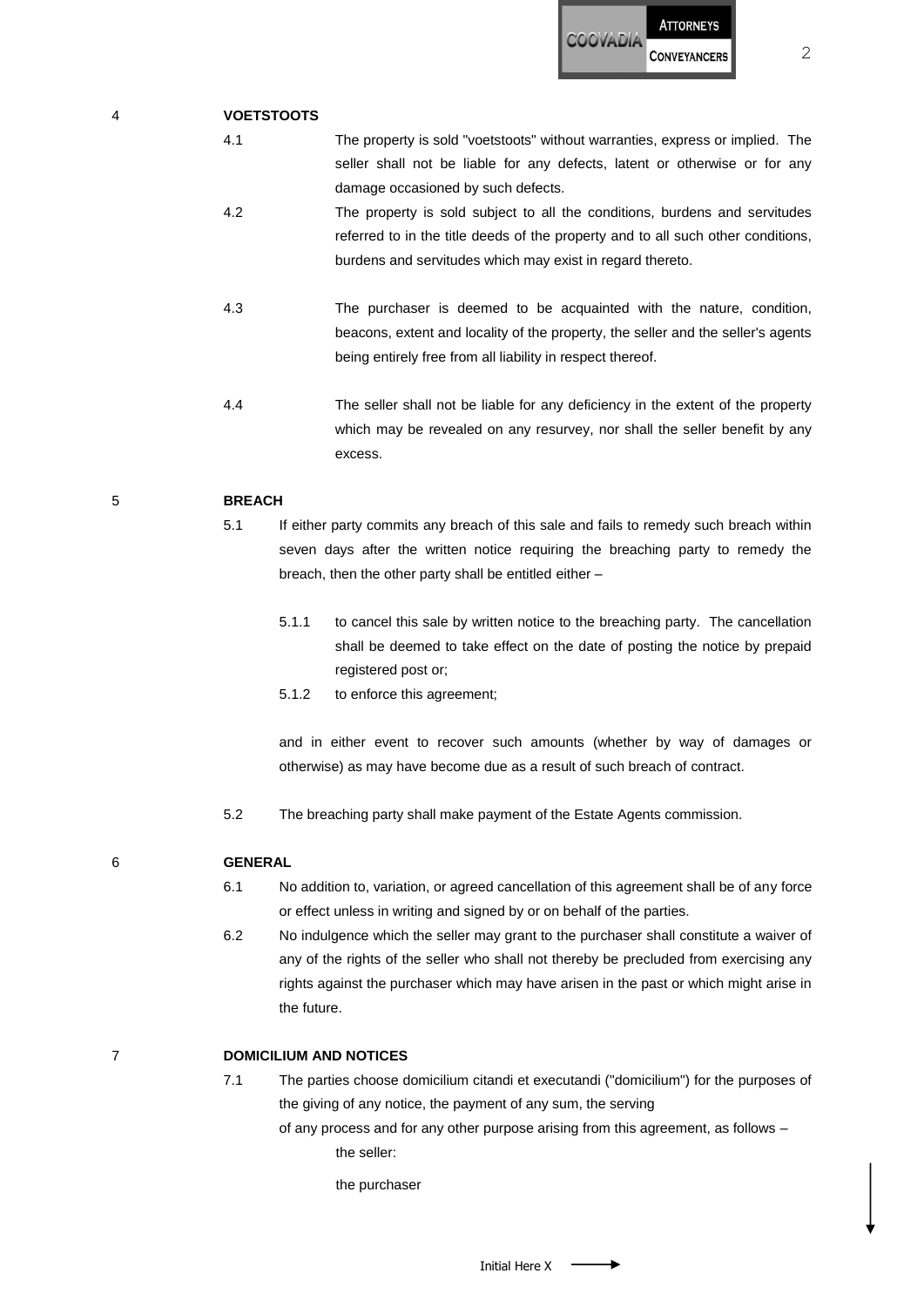## 4 VOETSTOOTS

4.1 The property is sold "voetstoots" without warranties, express or implied. The seller shall not be liable for any defects, latent or otherwise or for any damage occasioned by such defects.

4.2 The property is sold subject to all the conditions, burdens and servitudes referred to in the title deeds of the property and to all such other conditions, burdens and servitudes which may exist in regard thereto.

4.3 The purchaser is deemed to be acquainted with the nature, condition, beacons, extent and locality of the property, the seller and the seller's agents being entirely free from all liability in respect thereof.

4.4 The seller shall not be liable for any deficiency in the extent of the property which may be revealed on any resurvey, nor shall the seller benefit by any excess.

## 5 BREACH

5.1 If either party commits any breach of this sale and fails to remedy such breach within seven days after the written notice requiring the breaching party to remedy the breach, then the other party shall be entitled either –

5.1.1 to cancel this sale by written notice to the breaching party. The cancellation shall be deemed to take effect on the date of posting the notice by prepaid registered post or;

5.1.2 to enforce this agreement;

and in either event to recover such amounts (whether by way of damages or otherwise) as may have become due as a result of such breach of contract.

5.2 The breaching party shall make payment of the Estate Agents commission.

## 6 GENERAL

6.1 No addition to, variation, or agreed cancellation of this agreement shall be of any force or effect unless in writing and signed by or on behalf of the parties.

6.2 No indulgence which the seller may grant to the purchaser shall constitute a waiver of any of the rights of the seller who shall not thereby be precluded from exercising any rights against the purchaser which may have arisen in the past or which might arise in the future.

## 7 DOMICILIUM AND NOTICES

7.1 The parties choose domicilium citandi et executandi ("domicilium") for the purposes of the giving of any notice, the payment of any sum, the serving of any process and for any other purpose arising from this agreement, as follows –

the seller:

the purchaser

Initial Here X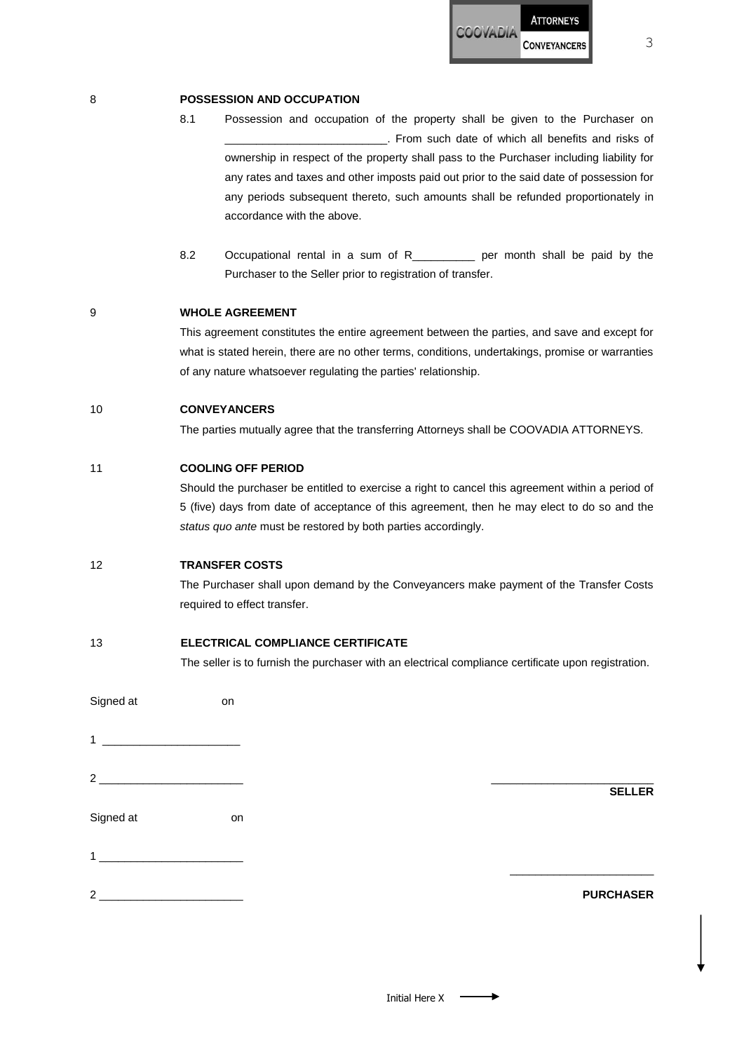**8 POSSESSION AND OCCUPATION**

8.1 Possession and occupation of the property shall be given to the Purchaser on _________________________. From such date of which all benefits and risks of ownership in respect of the property shall pass to the Purchaser including liability for any rates and taxes and other imposts paid out prior to the said date of possesion for any periods subsequent thereto, such amounts shall be refunded proportionately in accordance with the above.

8.2 Occupational rental in a sum of R__________ per month shall be paid by the Purchaser to the Seller prior to registration of transfer.

**9 WHOLE AGREEMENT**

This agreement constitutes the entire agreement between the parties, and save and except for what is stated herein, there are no other terms, conditions, undertakings, promise or warranties of any nature whatsoever regulating the parties' relationship.

**10 CONVEYANCERS**

The parties mutually agree that the transferring Attorneys shall be COOVADIA ATTORNEYS.

**11 COOLING OFF PERIOD**

Should the purchaser be entitled to exercise a right to cancel this agreement within a period of 5 (five) days from date of acceptance of this agreement, then he may elect to do so and the *status quo ante* must be restored by both parties accordingly.

**12 TRANSFER COSTS**

The Purchaser shall upon demand by the Conveyancers make payment of the Transfer Costs required to effect transfer.

**13 ELECTRICAL COMPLIANCE CERTIFICATE**

The seller is to furnish the purchaser with an electrical compliance certificate upon registration.

Signed at on

1 _____________________

2 ______________________ ________________________

**SELLER**

Signed at on

1 ______________________

2 ______________________ ______________________

**PURCHASER**

Initial Here X